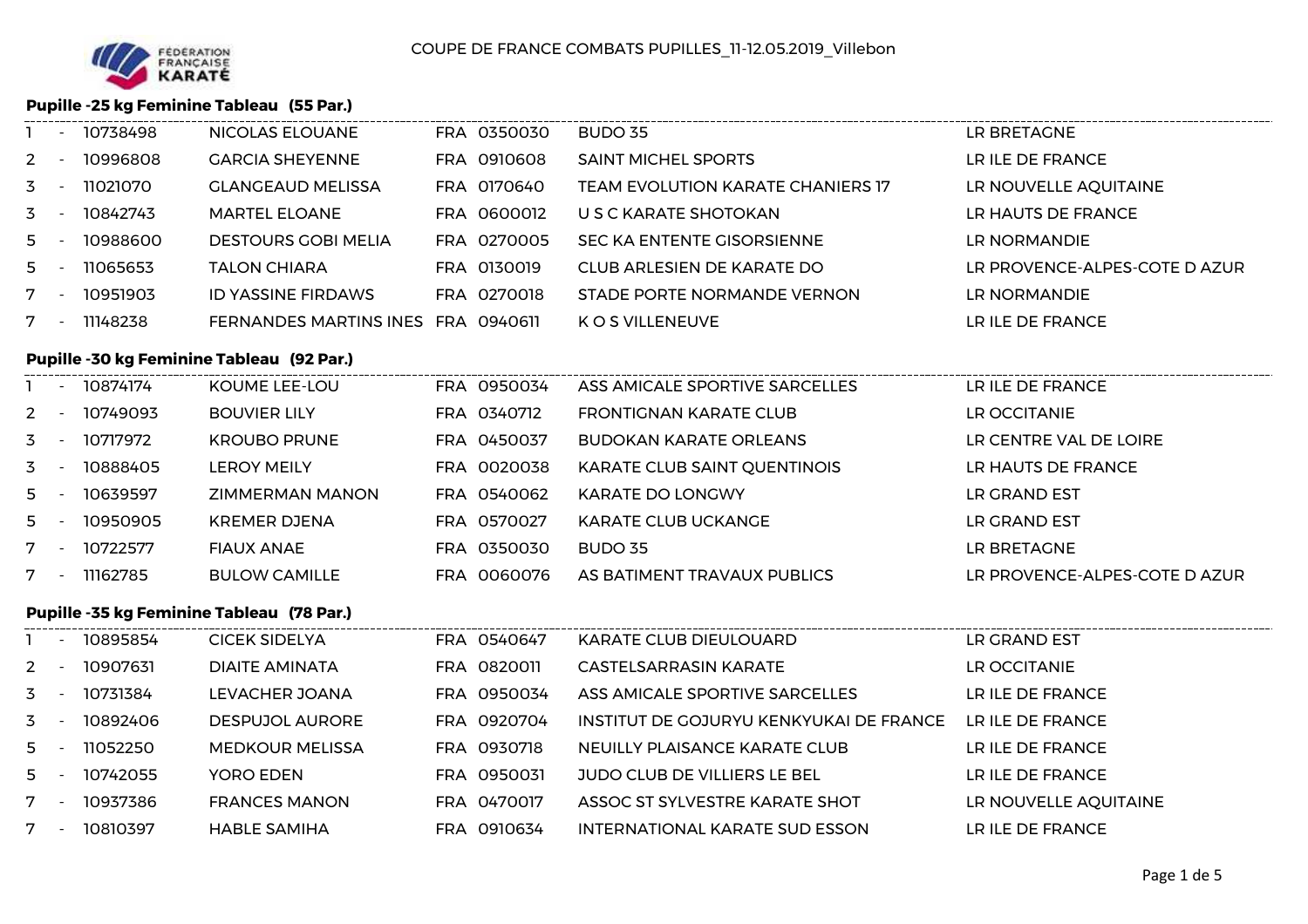COUPE DE FRANCE COMBATS PUPILLES_11-12.05.2019_Villebon

### Pupille -25 kg Feminine Tableau (55 Par.)

| | | | | | | |
|---|---|---|---|---|---|---|
| 1 | - | 10738498 | NICOLAS ELOUANE | FRA 0350030 | BUDO 35 | LR BRETAGNE |
| 2 | - | 10996808 | GARCIA SHEYENNE | FRA 0910608 | SAINT MICHEL SPORTS | LR ILE DE FRANCE |
| 3 | - | 11021070 | GLANGEAUD MELISSA | FRA 0170640 | TEAM EVOLUTION KARATE CHANIERS 17 | LR NOUVELLE AQUITAINE |
| 3 | - | 10842743 | MARTEL ELOANE | FRA 0600012 | U S C KARATE SHOTOKAN | LR HAUTS DE FRANCE |
| 5 | - | 10988600 | DESTOURS GOBI MELIA | FRA 0270005 | SEC KA ENTENTE GISORSIENNE | LR NORMANDIE |
| 5 | - | 11065653 | TALON CHIARA | FRA 0130019 | CLUB ARLESIEN DE KARATE DO | LR PROVENCE-ALPES-COTE D AZUR |
| 7 | - | 10951903 | ID YASSINE FIRDAWS | FRA 0270018 | STADE PORTE NORMANDE VERNON | LR NORMANDIE |
| 7 | - | 11148238 | FERNANDES MARTINS INES | FRA 0940611 | K O S VILLENEUVE | LR ILE DE FRANCE |

### Pupille -30 kg Feminine Tableau (92 Par.)

| | | | | | | |
|---|---|---|---|---|---|---|
| 1 | - | 10874174 | KOUME LEE-LOU | FRA 0950034 | ASS AMICALE SPORTIVE SARCELLES | LR ILE DE FRANCE |
| 2 | - | 10749093 | BOUVIER LILY | FRA 0340712 | FRONTIGNAN KARATE CLUB | LR OCCITANIE |
| 3 | - | 10717972 | KROUBO PRUNE | FRA 0450037 | BUDOKAN KARATE ORLEANS | LR CENTRE VAL DE LOIRE |
| 3 | - | 10888405 | LEROY MEILY | FRA 0020038 | KARATE CLUB SAINT QUENTINOIS | LR HAUTS DE FRANCE |
| 5 | - | 10639597 | ZIMMERMAN MANON | FRA 0540062 | KARATE DO LONGWY | LR GRAND EST |
| 5 | - | 10950905 | KREMER DJENA | FRA 0570027 | KARATE CLUB UCKANGE | LR GRAND EST |
| 7 | - | 10722577 | FIAUX ANAE | FRA 0350030 | BUDO 35 | LR BRETAGNE |
| 7 | - | 11162785 | BULOW CAMILLE | FRA 0060076 | AS BATIMENT TRAVAUX PUBLICS | LR PROVENCE-ALPES-COTE D AZUR |

### Pupille -35 kg Feminine Tableau (78 Par.)

| | | | | | | |
|---|---|---|---|---|---|---|
| 1 | - | 10895854 | CICEK SIDELYA | FRA 0540647 | KARATE CLUB DIEULOUARD | LR GRAND EST |
| 2 | - | 10907631 | DIAITE AMINATA | FRA 0820011 | CASTELSARRASIN KARATE | LR OCCITANIE |
| 3 | - | 10731384 | LEVACHER JOANA | FRA 0950034 | ASS AMICALE SPORTIVE SARCELLES | LR ILE DE FRANCE |
| 3 | - | 10892406 | DESPUJOL AURORE | FRA 0920704 | INSTITUT DE GOJURYU KENKYUKAI DE FRANCE | LR ILE DE FRANCE |
| 5 | - | 11052250 | MEDKOUR MELISSA | FRA 0930718 | NEUILLY PLAISANCE KARATE CLUB | LR ILE DE FRANCE |
| 5 | - | 10742055 | YORO EDEN | FRA 0950031 | JUDO CLUB DE VILLIERS LE BEL | LR ILE DE FRANCE |
| 7 | - | 10937386 | FRANCES MANON | FRA 0470017 | ASSOC ST SYLVESTRE KARATE SHOT | LR NOUVELLE AQUITAINE |
| 7 | - | 10810397 | HABLE SAMIHA | FRA 0910634 | INTERNATIONAL KARATE SUD ESSON | LR ILE DE FRANCE |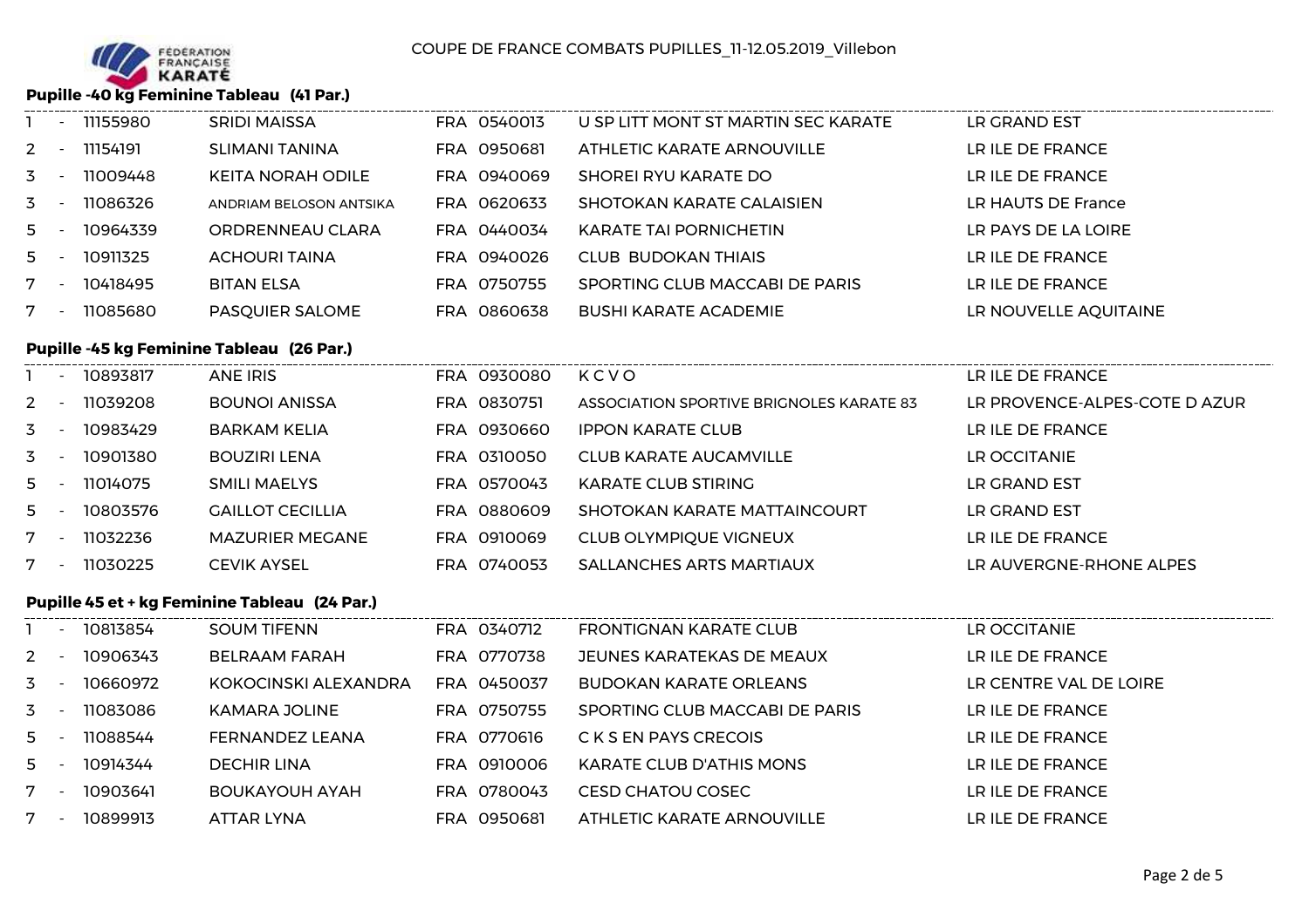COUPE DE FRANCE COMBATS PUPILLES_11-12.05.2019_Villebon

## Pupille -40 kg Feminine Tableau (41 Par.)

| | | | | | |
|---|---|---|---|---|---|
| 1 - | 11155980 | SRIDI MAISSA | FRA 0540013 | U SP LITT MONT ST MARTIN SEC KARATE | LR GRAND EST |
| 2 - | 11154191 | SLIMANI TANINA | FRA 0950681 | ATHLETIC KARATE ARNOUVILLE | LR ILE DE FRANCE |
| 3 - | 11009448 | KEITA NORAH ODILE | FRA 0940069 | SHOREI RYU KARATE DO | LR ILE DE FRANCE |
| 3 - | 11086326 | ANDRIAM BELOSON ANTSIKA | FRA 0620633 | SHOTOKAN KARATE CALAISIEN | LR HAUTS DE France |
| 5 - | 10964339 | ORDRENNEAU CLARA | FRA 0440034 | KARATE TAI PORNICHETIN | LR PAYS DE LA LOIRE |
| 5 - | 10911325 | ACHOURI TAINA | FRA 0940026 | CLUB BUDOKAN THIAIS | LR ILE DE FRANCE |
| 7 - | 10418495 | BITAN ELSA | FRA 0750755 | SPORTING CLUB MACCABI DE PARIS | LR ILE DE FRANCE |
| 7 - | 11085680 | PASQUIER SALOME | FRA 0860638 | BUSHI KARATE ACADEMIE | LR NOUVELLE AQUITAINE |

## Pupille -45 kg Feminine Tableau (26 Par.)

| | | | | | |
|---|---|---|---|---|---|
| 1 - | 10893817 | ANE IRIS | FRA 0930080 | K C V O | LR ILE DE FRANCE |
| 2 - | 11039208 | BOUNOI ANISSA | FRA 0830751 | ASSOCIATION SPORTIVE BRIGNOLES KARATE 83 | LR PROVENCE-ALPES-COTE D AZUR |
| 3 - | 10983429 | BARKAM KELIA | FRA 0930660 | IPPON KARATE CLUB | LR ILE DE FRANCE |
| 3 - | 10901380 | BOUZIRI LENA | FRA 0310050 | CLUB KARATE AUCAMVILLE | LR OCCITANIE |
| 5 - | 11014075 | SMILI MAELYS | FRA 0570043 | KARATE CLUB STIRING | LR GRAND EST |
| 5 - | 10803576 | GAILLOT CECILLIA | FRA 0880609 | SHOTOKAN KARATE MATTAINCOURT | LR GRAND EST |
| 7 - | 11032236 | MAZURIER MEGANE | FRA 0910069 | CLUB OLYMPIQUE VIGNEUX | LR ILE DE FRANCE |
| 7 - | 11030225 | CEVIK AYSEL | FRA 0740053 | SALLANCHES ARTS MARTIAUX | LR AUVERGNE-RHONE ALPES |

## Pupille 45 et + kg Feminine Tableau (24 Par.)

| | | | | | |
|---|---|---|---|---|---|
| 1 - | 10813854 | SOUM TIFENN | FRA 0340712 | FRONTIGNAN KARATE CLUB | LR OCCITANIE |
| 2 - | 10906343 | BELRAAM FARAH | FRA 0770738 | JEUNES KARATEKAS DE MEAUX | LR ILE DE FRANCE |
| 3 - | 10660972 | KOKOCINSKI ALEXANDRA | FRA 0450037 | BUDOKAN KARATE ORLEANS | LR CENTRE VAL DE LOIRE |
| 3 - | 11083086 | KAMARA JOLINE | FRA 0750755 | SPORTING CLUB MACCABI DE PARIS | LR ILE DE FRANCE |
| 5 - | 11088544 | FERNANDEZ LEANA | FRA 0770616 | C K S EN PAYS CRECOIS | LR ILE DE FRANCE |
| 5 - | 10914344 | DECHIR LINA | FRA 0910006 | KARATE CLUB D'ATHIS MONS | LR ILE DE FRANCE |
| 7 - | 10903641 | BOUKAYOUH AYAH | FRA 0780043 | CESD CHATOU COSEC | LR ILE DE FRANCE |
| 7 - | 10899913 | ATTAR LYNA | FRA 0950681 | ATHLETIC KARATE ARNOUVILLE | LR ILE DE FRANCE |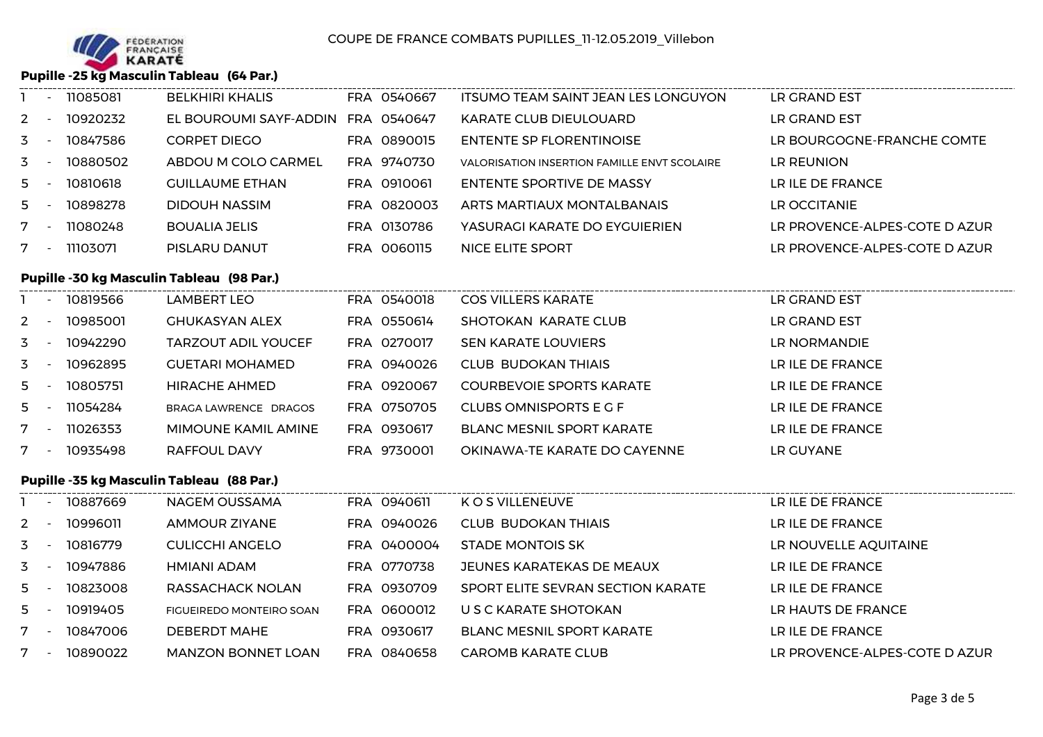COUPE DE FRANCE COMBATS PUPILLES_11-12.05.2019_Villebon

## Pupille -25 kg Masculin Tableau (64 Par.)

| Rang | Licence | Nom | Pays | Club N° | Club | Ligue |
|---|---|---|---|---|---|---|
| 1 - | 11085081 | BELKHIRI KHALIS | FRA | 0540667 | ITSUMO TEAM SAINT JEAN LES LONGUYON | LR GRAND EST |
| 2 - | 10920232 | EL BOUROUMI SAYF-ADDIN | FRA | 0540647 | KARATE CLUB DIEULOUARD | LR GRAND EST |
| 3 - | 10847586 | CORPET DIEGO | FRA | 0890015 | ENTENTE SP FLORENTINOISE | LR BOURGOGNE-FRANCHE COMTE |
| 3 - | 10880502 | ABDOU M COLO CARMEL | FRA | 9740730 | VALORISATION INSERTION FAMILLE ENVT SCOLAIRE | LR REUNION |
| 5 - | 10810618 | GUILLAUME ETHAN | FRA | 0910061 | ENTENTE SPORTIVE DE MASSY | LR ILE DE FRANCE |
| 5 - | 10898278 | DIDOUH NASSIM | FRA | 0820003 | ARTS MARTIAUX MONTALBANAIS | LR OCCITANIE |
| 7 - | 11080248 | BOUALIA JELIS | FRA | 0130786 | YASURAGI KARATE DO EYGUIERIEN | LR PROVENCE-ALPES-COTE D AZUR |
| 7 - | 11103071 | PISLARU DANUT | FRA | 0060115 | NICE ELITE SPORT | LR PROVENCE-ALPES-COTE D AZUR |

## Pupille -30 kg Masculin Tableau (98 Par.)

| Rang | Licence | Nom | Pays | Club N° | Club | Ligue |
|---|---|---|---|---|---|---|
| 1 - | 10819566 | LAMBERT LEO | FRA | 0540018 | COS VILLERS KARATE | LR GRAND EST |
| 2 - | 10985001 | GHUKASYAN ALEX | FRA | 0550614 | SHOTOKAN KARATE CLUB | LR GRAND EST |
| 3 - | 10942290 | TARZOUT ADIL YOUCEF | FRA | 0270017 | SEN KARATE LOUVIERS | LR NORMANDIE |
| 3 - | 10962895 | GUETARI MOHAMED | FRA | 0940026 | CLUB BUDOKAN THIAIS | LR ILE DE FRANCE |
| 5 - | 10805751 | HIRACHE AHMED | FRA | 0920067 | COURBEVOIE SPORTS KARATE | LR ILE DE FRANCE |
| 5 - | 11054284 | BRAGA LAWRENCE DRAGOS | FRA | 0750705 | CLUBS OMNISPORTS E G F | LR ILE DE FRANCE |
| 7 - | 11026353 | MIMOUNE KAMIL AMINE | FRA | 0930617 | BLANC MESNIL SPORT KARATE | LR ILE DE FRANCE |
| 7 - | 10935498 | RAFFOUL DAVY | FRA | 9730001 | OKINAWA-TE KARATE DO CAYENNE | LR GUYANE |

## Pupille -35 kg Masculin Tableau (88 Par.)

| Rang | Licence | Nom | Pays | Club N° | Club | Ligue |
|---|---|---|---|---|---|---|
| 1 - | 10887669 | NAGEM OUSSAMA | FRA | 0940611 | K O S VILLENEUVE | LR ILE DE FRANCE |
| 2 - | 10996011 | AMMOUR ZIYANE | FRA | 0940026 | CLUB BUDOKAN THIAIS | LR ILE DE FRANCE |
| 3 - | 10816779 | CULICCHI ANGELO | FRA | 0400004 | STADE MONTOIS SK | LR NOUVELLE AQUITAINE |
| 3 - | 10947886 | HMIANI ADAM | FRA | 0770738 | JEUNES KARATEKAS DE MEAUX | LR ILE DE FRANCE |
| 5 - | 10823008 | RASSACHACK NOLAN | FRA | 0930709 | SPORT ELITE SEVRAN SECTION KARATE | LR ILE DE FRANCE |
| 5 - | 10919405 | FIGUEIREDO MONTEIRO SOAN | FRA | 0600012 | U S C KARATE SHOTOKAN | LR HAUTS DE FRANCE |
| 7 - | 10847006 | DEBERDT MAHE | FRA | 0930617 | BLANC MESNIL SPORT KARATE | LR ILE DE FRANCE |
| 7 - | 10890022 | MANZON BONNET LOAN | FRA | 0840658 | CAROMB KARATE CLUB | LR PROVENCE-ALPES-COTE D AZUR |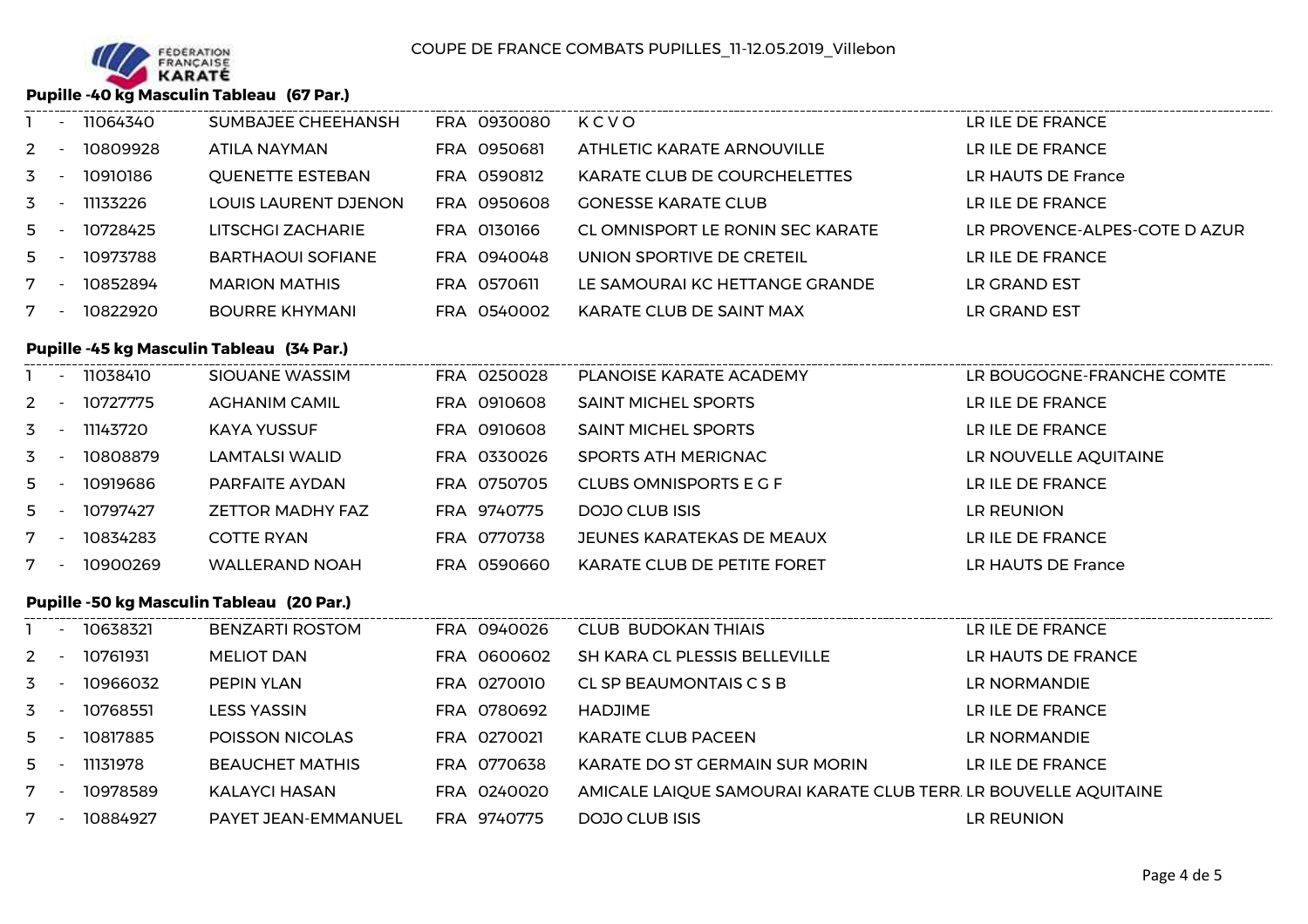# COUPE DE FRANCE COMBATS PUPILLES_11-12.05.2019_Villebon

## Pupille -40 kg Masculin Tableau (67 Par.)

| | | | | | | |
|---|---|---|---|---|---|---|
| 1 | - | 11064340 | SUMBAJEE CHEEHANSH | FRA 0930080 | K C V O | LR ILE DE FRANCE |
| 2 | - | 10809928 | ATILA NAYMAN | FRA 0950681 | ATHLETIC KARATE ARNOUVILLE | LR ILE DE FRANCE |
| 3 | - | 10910186 | QUENETTE ESTEBAN | FRA 0590812 | KARATE CLUB DE COURCHELETTES | LR HAUTS DE France |
| 3 | - | 11133226 | LOUIS LAURENT DJENON | FRA 0950608 | GONESSE KARATE CLUB | LR ILE DE FRANCE |
| 5 | - | 10728425 | LITSCHGI ZACHARIE | FRA 0130166 | CL OMNISPORT LE RONIN SEC KARATE | LR PROVENCE-ALPES-COTE D AZUR |
| 5 | - | 10973788 | BARTHAOUI SOFIANE | FRA 0940048 | UNION SPORTIVE DE CRETEIL | LR ILE DE FRANCE |
| 7 | - | 10852894 | MARION MATHIS | FRA 0570611 | LE SAMOURAI KC HETTANGE GRANDE | LR GRAND EST |
| 7 | - | 10822920 | BOURRE KHYMANI | FRA 0540002 | KARATE CLUB DE SAINT MAX | LR GRAND EST |

## Pupille -45 kg Masculin Tableau (34 Par.)

| | | | | | | |
|---|---|---|---|---|---|---|
| 1 | - | 11038410 | SIOUANE WASSIM | FRA 0250028 | PLANOISE KARATE ACADEMY | LR BOUGOGNE-FRANCHE COMTE |
| 2 | - | 10727775 | AGHANIM CAMIL | FRA 0910608 | SAINT MICHEL SPORTS | LR ILE DE FRANCE |
| 3 | - | 11143720 | KAYA YUSSUF | FRA 0910608 | SAINT MICHEL SPORTS | LR ILE DE FRANCE |
| 3 | - | 10808879 | LAMTALSI WALID | FRA 0330026 | SPORTS ATH MERIGNAC | LR NOUVELLE AQUITAINE |
| 5 | - | 10919686 | PARFAITE AYDAN | FRA 0750705 | CLUBS OMNISPORTS E G F | LR ILE DE FRANCE |
| 5 | - | 10797427 | ZETTOR MADHY FAZ | FRA 9740775 | DOJO CLUB ISIS | LR REUNION |
| 7 | - | 10834283 | COTTE RYAN | FRA 0770738 | JEUNES KARATEKAS DE MEAUX | LR ILE DE FRANCE |
| 7 | - | 10900269 | WALLERAND NOAH | FRA 0590660 | KARATE CLUB DE PETITE FORET | LR HAUTS DE France |

## Pupille -50 kg Masculin Tableau (20 Par.)

| | | | | | | |
|---|---|---|---|---|---|---|
| 1 | - | 10638321 | BENZARTI ROSTOM | FRA 0940026 | CLUB BUDOKAN THIAIS | LR ILE DE FRANCE |
| 2 | - | 10761931 | MELIOT DAN | FRA 0600602 | SH KARA CL PLESSIS BELLEVILLE | LR HAUTS DE FRANCE |
| 3 | - | 10966032 | PEPIN YLAN | FRA 0270010 | CL SP BEAUMONTAIS C S B | LR NORMANDIE |
| 3 | - | 10768551 | LESS YASSIN | FRA 0780692 | HADJIME | LR ILE DE FRANCE |
| 5 | - | 10817885 | POISSON NICOLAS | FRA 0270021 | KARATE CLUB PACEEN | LR NORMANDIE |
| 5 | - | 11131978 | BEAUCHET MATHIS | FRA 0770638 | KARATE DO ST GERMAIN SUR MORIN | LR ILE DE FRANCE |
| 7 | - | 10978589 | KALAYCI HASAN | FRA 0240020 | AMICALE LAIQUE SAMOURAI KARATE CLUB TERR | LR BOUVELLE AQUITAINE |
| 7 | - | 10884927 | PAYET JEAN-EMMANUEL | FRA 9740775 | DOJO CLUB ISIS | LR REUNION |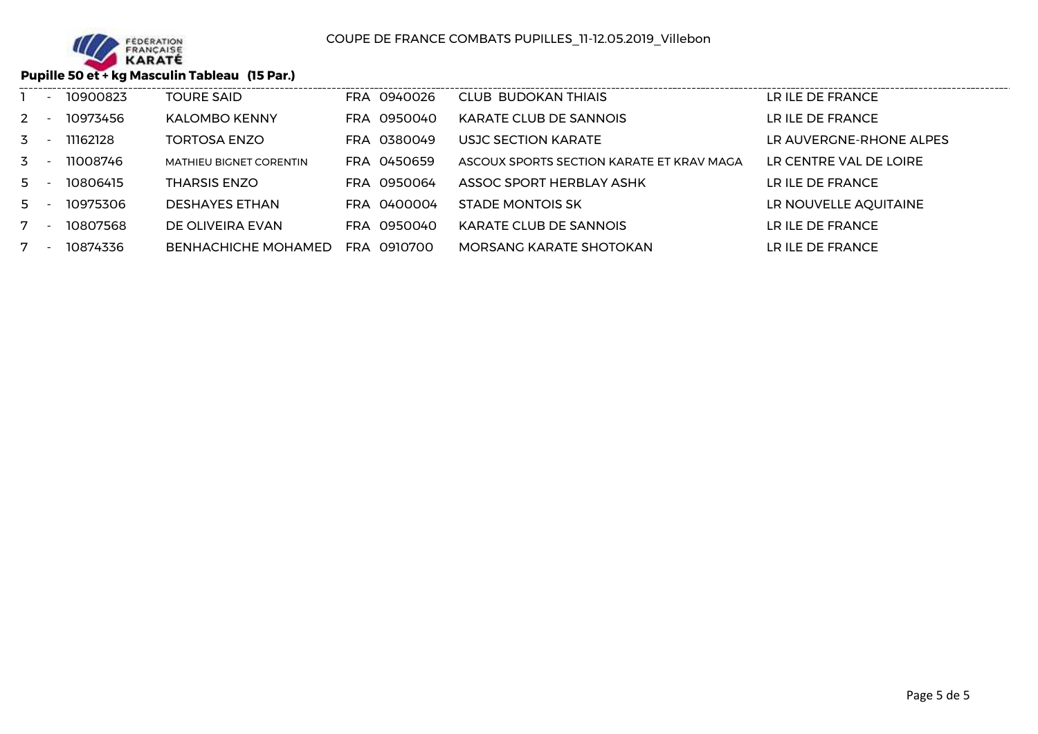COUPE DE FRANCE COMBATS PUPILLES_11-12.05.2019_Villebon

**Pupille 50 et + kg Masculin Tableau (15 Par.)**

| | | | | | | |
|---|---|---|---|---|---|---|
| 1 | - | 10900823 | TOURE SAID | FRA 0940026 | CLUB BUDOKAN THIAIS | LR ILE DE FRANCE |
| 2 | - | 10973456 | KALOMBO KENNY | FRA 0950040 | KARATE CLUB DE SANNOIS | LR ILE DE FRANCE |
| 3 | - | 11162128 | TORTOSA ENZO | FRA 0380049 | USJC SECTION KARATE | LR AUVERGNE-RHONE ALPES |
| 3 | - | 11008746 | MATHIEU BIGNET CORENTIN | FRA 0450659 | ASCOUX SPORTS SECTION KARATE ET KRAV MAGA | LR CENTRE VAL DE LOIRE |
| 5 | - | 10806415 | THARSIS ENZO | FRA 0950064 | ASSOC SPORT HERBLAY ASHK | LR ILE DE FRANCE |
| 5 | - | 10975306 | DESHAYES ETHAN | FRA 0400004 | STADE MONTOIS SK | LR NOUVELLE AQUITAINE |
| 7 | - | 10807568 | DE OLIVEIRA EVAN | FRA 0950040 | KARATE CLUB DE SANNOIS | LR ILE DE FRANCE |
| 7 | - | 10874336 | BENHACHICHE MOHAMED | FRA 0910700 | MORSANG KARATE SHOTOKAN | LR ILE DE FRANCE |